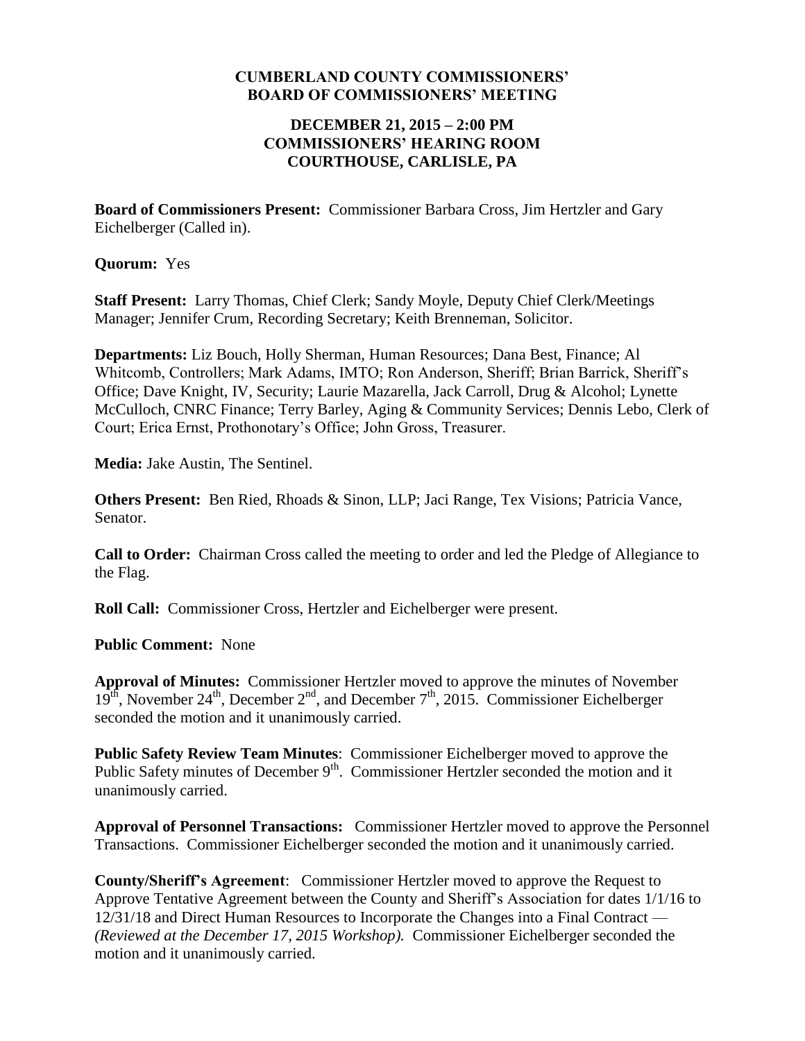# CUMBERLAND COUNTY COMMISSIONERS' BOARD OF COMMISSIONERS' MEETING

## DECEMBER 21, 2015 – 2:00 PM COMMISSIONERS' HEARING ROOM COURTHOUSE, CARLISLE, PA

**Board of Commissioners Present:** Commissioner Barbara Cross, Jim Hertzler and Gary Eichelberger (Called in).

**Quorum:** Yes

**Staff Present:** Larry Thomas, Chief Clerk; Sandy Moyle, Deputy Chief Clerk/Meetings Manager; Jennifer Crum, Recording Secretary; Keith Brenneman, Solicitor.

**Departments:** Liz Bouch, Holly Sherman, Human Resources; Dana Best, Finance; Al Whitcomb, Controllers; Mark Adams, IMTO; Ron Anderson, Sheriff; Brian Barrick, Sheriff's Office; Dave Knight, IV, Security; Laurie Mazarella, Jack Carroll, Drug & Alcohol; Lynette McCulloch, CNRC Finance; Terry Barley, Aging & Community Services; Dennis Lebo, Clerk of Court; Erica Ernst, Prothonotary's Office; John Gross, Treasurer.

**Media:** Jake Austin, The Sentinel.

**Others Present:** Ben Ried, Rhoads & Sinon, LLP; Jaci Range, Tex Visions; Patricia Vance, Senator.

**Call to Order:** Chairman Cross called the meeting to order and led the Pledge of Allegiance to the Flag.

**Roll Call:** Commissioner Cross, Hertzler and Eichelberger were present.

**Public Comment:** None

**Approval of Minutes:** Commissioner Hertzler moved to approve the minutes of November 19th, November 24th, December 2nd, and December 7th, 2015. Commissioner Eichelberger seconded the motion and it unanimously carried.

**Public Safety Review Team Minutes**: Commissioner Eichelberger moved to approve the Public Safety minutes of December 9th. Commissioner Hertzler seconded the motion and it unanimously carried.

**Approval of Personnel Transactions:** Commissioner Hertzler moved to approve the Personnel Transactions. Commissioner Eichelberger seconded the motion and it unanimously carried.

**County/Sheriff's Agreement**: Commissioner Hertzler moved to approve the Request to Approve Tentative Agreement between the County and Sheriff's Association for dates 1/1/16 to 12/31/18 and Direct Human Resources to Incorporate the Changes into a Final Contract — *(Reviewed at the December 17, 2015 Workshop).* Commissioner Eichelberger seconded the motion and it unanimously carried.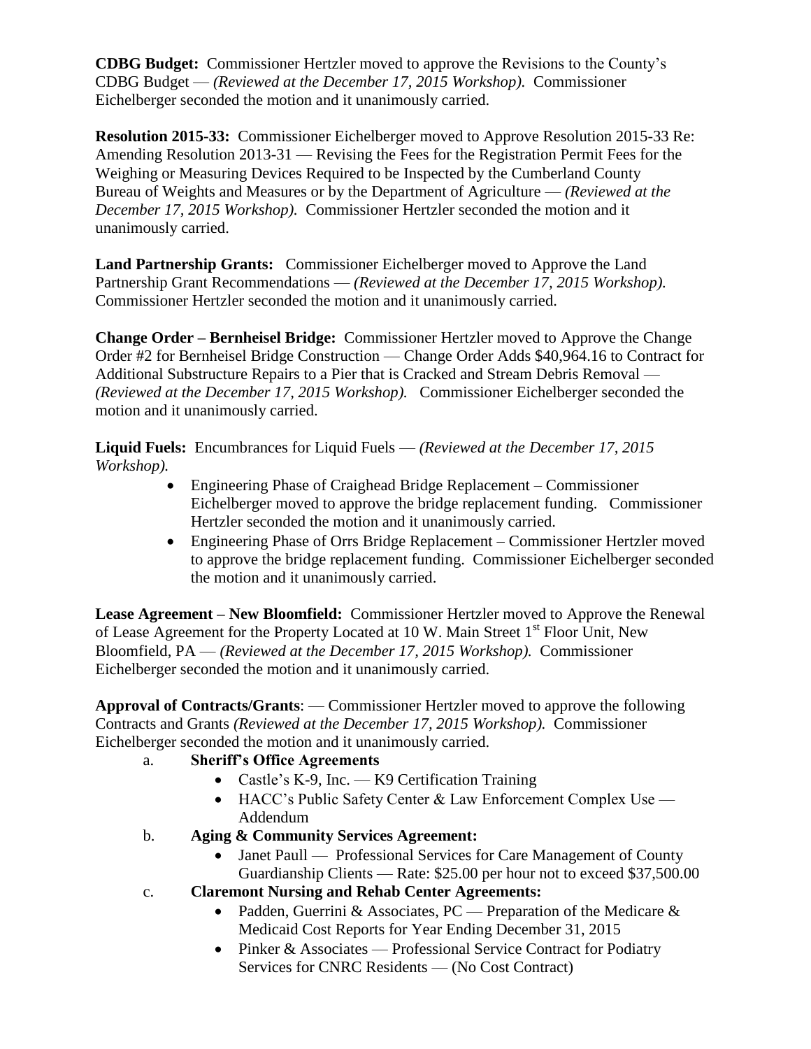**CDBG Budget:** Commissioner Hertzler moved to approve the Revisions to the County's CDBG Budget — *(Reviewed at the December 17, 2015 Workshop).* Commissioner Eichelberger seconded the motion and it unanimously carried.

**Resolution 2015-33:** Commissioner Eichelberger moved to Approve Resolution 2015-33 Re: Amending Resolution 2013-31 — Revising the Fees for the Registration Permit Fees for the Weighing or Measuring Devices Required to be Inspected by the Cumberland County Bureau of Weights and Measures or by the Department of Agriculture — *(Reviewed at the December 17, 2015 Workshop).* Commissioner Hertzler seconded the motion and it unanimously carried.

**Land Partnership Grants:** Commissioner Eichelberger moved to Approve the Land Partnership Grant Recommendations — *(Reviewed at the December 17, 2015 Workshop).* Commissioner Hertzler seconded the motion and it unanimously carried.

**Change Order – Bernheisel Bridge:** Commissioner Hertzler moved to Approve the Change Order #2 for Bernheisel Bridge Construction — Change Order Adds $40,964.16 to Contract for Additional Substructure Repairs to a Pier that is Cracked and Stream Debris Removal — *(Reviewed at the December 17, 2015 Workshop).* Commissioner Eichelberger seconded the motion and it unanimously carried.

**Liquid Fuels:** Encumbrances for Liquid Fuels — *(Reviewed at the December 17, 2015 Workshop).*

- Engineering Phase of Craighead Bridge Replacement – Commissioner Eichelberger moved to approve the bridge replacement funding. Commissioner Hertzler seconded the motion and it unanimously carried.
- Engineering Phase of Orrs Bridge Replacement – Commissioner Hertzler moved to approve the bridge replacement funding. Commissioner Eichelberger seconded the motion and it unanimously carried.

**Lease Agreement – New Bloomfield:** Commissioner Hertzler moved to Approve the Renewal of Lease Agreement for the Property Located at 10 W. Main Street 1st Floor Unit, New Bloomfield, PA — *(Reviewed at the December 17, 2015 Workshop).* Commissioner Eichelberger seconded the motion and it unanimously carried.

**Approval of Contracts/Grants**: — Commissioner Hertzler moved to approve the following Contracts and Grants *(Reviewed at the December 17, 2015 Workshop).* Commissioner Eichelberger seconded the motion and it unanimously carried.

a. **Sheriff's Office Agreements**
   - Castle's K-9, Inc. — K9 Certification Training
   - HACC's Public Safety Center & Law Enforcement Complex Use — Addendum

b. **Aging & Community Services Agreement:**
   - Janet Paull — Professional Services for Care Management of County Guardianship Clients — Rate: $25.00 per hour not to exceed $37,500.00

c. **Claremont Nursing and Rehab Center Agreements:**
   - Padden, Guerrini & Associates, PC — Preparation of the Medicare & Medicaid Cost Reports for Year Ending December 31, 2015
   - Pinker & Associates — Professional Service Contract for Podiatry Services for CNRC Residents — (No Cost Contract)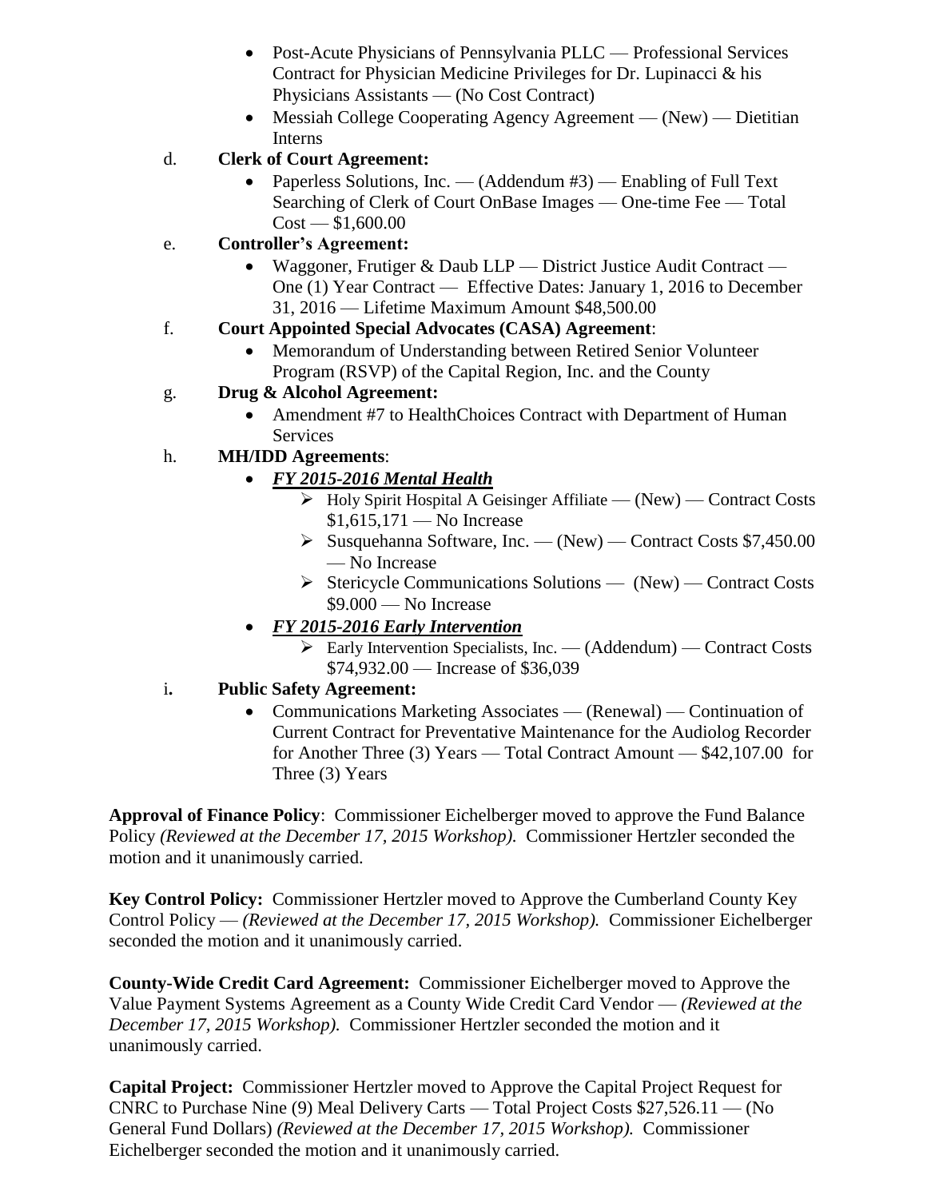- Post-Acute Physicians of Pennsylvania PLLC — Professional Services Contract for Physician Medicine Privileges for Dr. Lupinacci & his Physicians Assistants — (No Cost Contract)
- Messiah College Cooperating Agency Agreement — (New) — Dietitian Interns

d. **Clerk of Court Agreement:**

- Paperless Solutions, Inc. — (Addendum #3) — Enabling of Full Text Searching of Clerk of Court OnBase Images — One-time Fee — Total Cost — $1,600.00

e. **Controller's Agreement:**

- Waggoner, Frutiger & Daub LLP — District Justice Audit Contract — One (1) Year Contract — Effective Dates: January 1, 2016 to December 31, 2016 — Lifetime Maximum Amount $48,500.00

f. **Court Appointed Special Advocates (CASA) Agreement**:

- Memorandum of Understanding between Retired Senior Volunteer Program (RSVP) of the Capital Region, Inc. and the County

g. **Drug & Alcohol Agreement:**

- Amendment #7 to HealthChoices Contract with Department of Human Services

h. **MH/IDD Agreements**:

- ***FY 2015-2016 Mental Health***
  - Holy Spirit Hospital A Geisinger Affiliate — (New) — Contract Costs $1,615,171 — No Increase
  - Susquehanna Software, Inc. — (New) — Contract Costs $7,450.00 — No Increase
  - Stericycle Communications Solutions — (New) — Contract Costs $9.000 — No Increase
- ***FY 2015-2016 Early Intervention***
  - Early Intervention Specialists, Inc. — (Addendum) — Contract Costs $74,932.00 — Increase of $36,039

i**.** **Public Safety Agreement:**

- Communications Marketing Associates — (Renewal) — Continuation of Current Contract for Preventative Maintenance for the Audiolog Recorder for Another Three (3) Years — Total Contract Amount — $42,107.00 for Three (3) Years

**Approval of Finance Policy**: Commissioner Eichelberger moved to approve the Fund Balance Policy *(Reviewed at the December 17, 2015 Workshop).* Commissioner Hertzler seconded the motion and it unanimously carried.

**Key Control Policy:** Commissioner Hertzler moved to Approve the Cumberland County Key Control Policy — *(Reviewed at the December 17, 2015 Workshop).* Commissioner Eichelberger seconded the motion and it unanimously carried.

**County-Wide Credit Card Agreement:** Commissioner Eichelberger moved to Approve the Value Payment Systems Agreement as a County Wide Credit Card Vendor — *(Reviewed at the December 17, 2015 Workshop).* Commissioner Hertzler seconded the motion and it unanimously carried.

**Capital Project:** Commissioner Hertzler moved to Approve the Capital Project Request for CNRC to Purchase Nine (9) Meal Delivery Carts — Total Project Costs $27,526.11 — (No General Fund Dollars) *(Reviewed at the December 17, 2015 Workshop).* Commissioner Eichelberger seconded the motion and it unanimously carried.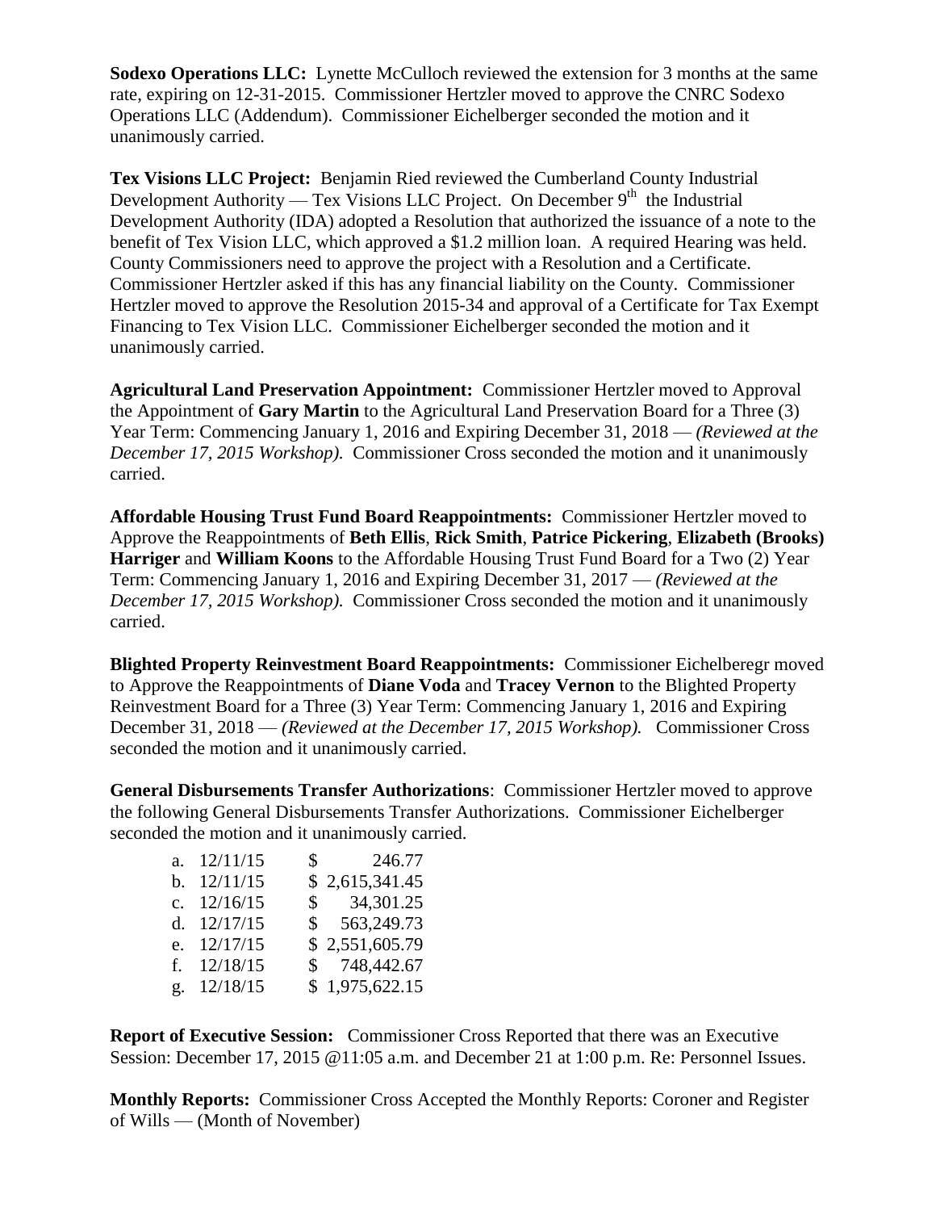**Sodexo Operations LLC:** Lynette McCulloch reviewed the extension for 3 months at the same rate, expiring on 12-31-2015. Commissioner Hertzler moved to approve the CNRC Sodexo Operations LLC (Addendum). Commissioner Eichelberger seconded the motion and it unanimously carried.

**Tex Visions LLC Project:** Benjamin Ried reviewed the Cumberland County Industrial Development Authority — Tex Visions LLC Project. On December 9th the Industrial Development Authority (IDA) adopted a Resolution that authorized the issuance of a note to the benefit of Tex Vision LLC, which approved a $1.2 million loan. A required Hearing was held. County Commissioners need to approve the project with a Resolution and a Certificate. Commissioner Hertzler asked if this has any financial liability on the County. Commissioner Hertzler moved to approve the Resolution 2015-34 and approval of a Certificate for Tax Exempt Financing to Tex Vision LLC. Commissioner Eichelberger seconded the motion and it unanimously carried.

**Agricultural Land Preservation Appointment:** Commissioner Hertzler moved to Approval the Appointment of **Gary Martin** to the Agricultural Land Preservation Board for a Three (3) Year Term: Commencing January 1, 2016 and Expiring December 31, 2018 — *(Reviewed at the December 17, 2015 Workshop).* Commissioner Cross seconded the motion and it unanimously carried.

**Affordable Housing Trust Fund Board Reappointments:** Commissioner Hertzler moved to Approve the Reappointments of **Beth Ellis**, **Rick Smith**, **Patrice Pickering**, **Elizabeth (Brooks) Harriger** and **William Koons** to the Affordable Housing Trust Fund Board for a Two (2) Year Term: Commencing January 1, 2016 and Expiring December 31, 2017 — *(Reviewed at the December 17, 2015 Workshop).* Commissioner Cross seconded the motion and it unanimously carried.

**Blighted Property Reinvestment Board Reappointments:** Commissioner Eichelberegr moved to Approve the Reappointments of **Diane Voda** and **Tracey Vernon** to the Blighted Property Reinvestment Board for a Three (3) Year Term: Commencing January 1, 2016 and Expiring December 31, 2018 — *(Reviewed at the December 17, 2015 Workshop).* Commissioner Cross seconded the motion and it unanimously carried.

**General Disbursements Transfer Authorizations**: Commissioner Hertzler moved to approve the following General Disbursements Transfer Authorizations. Commissioner Eichelberger seconded the motion and it unanimously carried.

a. 12/11/15 $ 246.77
b. 12/11/15 $ 2,615,341.45
c. 12/16/15 $ 34,301.25
d. 12/17/15 $ 563,249.73
e. 12/17/15 $ 2,551,605.79
f. 12/18/15 $ 748,442.67
g. 12/18/15 $ 1,975,622.15

**Report of Executive Session:** Commissioner Cross Reported that there was an Executive Session: December 17, 2015 @11:05 a.m. and December 21 at 1:00 p.m. Re: Personnel Issues.

**Monthly Reports:** Commissioner Cross Accepted the Monthly Reports: Coroner and Register of Wills — (Month of November)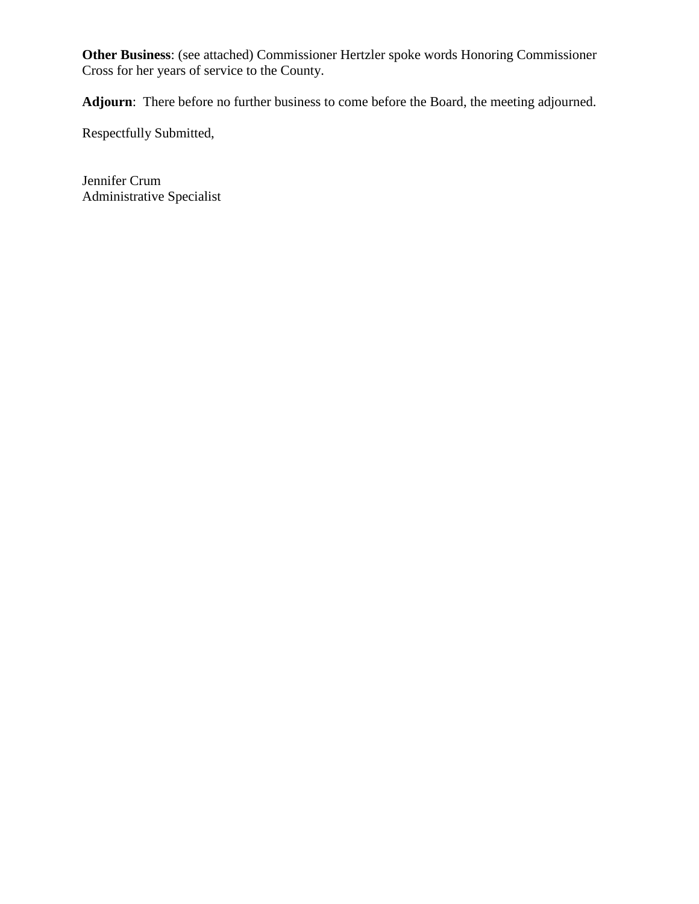**Other Business**: (see attached) Commissioner Hertzler spoke words Honoring Commissioner Cross for her years of service to the County.

**Adjourn**: There before no further business to come before the Board, the meeting adjourned.

Respectfully Submitted,

Jennifer Crum
Administrative Specialist